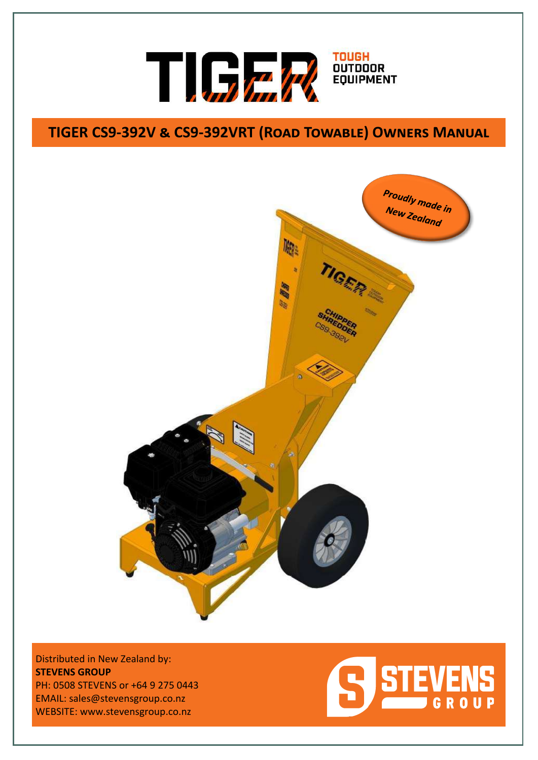TIGER TOUGH OUTDOOR EQUIPMENT

# TIGER CS9-392V & CS9-392VRT (Road Towable) Owners Manual

*Proudly made in New Zealand*

Distributed in New Zealand by:
**STEVENS GROUP**
PH: 0508 STEVENS or +64 9 275 0443
EMAIL: sales@stevensgroup.co.nz
WEBSITE: www.stevensgroup.co.nz

STEVENS GROUP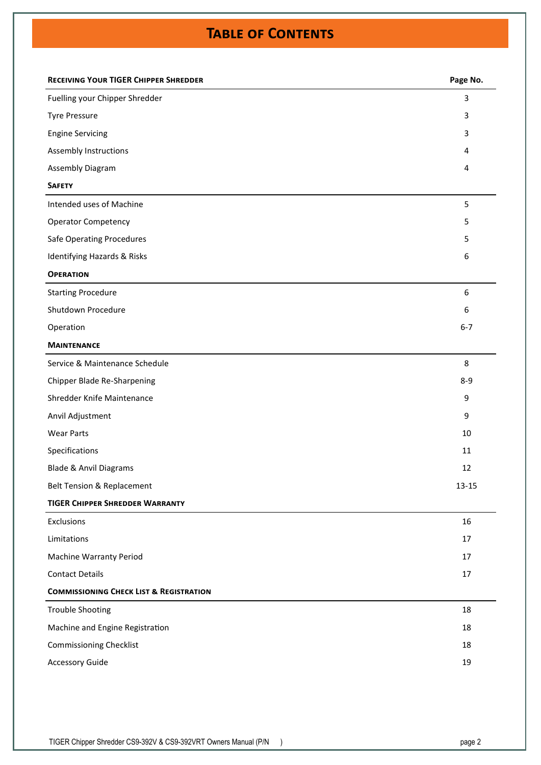# Table of Contents

| Receiving Your TIGER Chipper Shredder | Page No. |
|---|---|
| Fuelling your Chipper Shredder | 3 |
| Tyre Pressure | 3 |
| Engine Servicing | 3 |
| Assembly Instructions | 4 |
| Assembly Diagram | 4 |
| **Safety** | |
| Intended uses of Machine | 5 |
| Operator Competency | 5 |
| Safe Operating Procedures | 5 |
| Identifying Hazards & Risks | 6 |
| **Operation** | |
| Starting Procedure | 6 |
| Shutdown Procedure | 6 |
| Operation | 6-7 |
| **Maintenance** | |
| Service & Maintenance Schedule | 8 |
| Chipper Blade Re-Sharpening | 8-9 |
| Shredder Knife Maintenance | 9 |
| Anvil Adjustment | 9 |
| Wear Parts | 10 |
| Specifications | 11 |
| Blade & Anvil Diagrams | 12 |
| Belt Tension & Replacement | 13-15 |
| **TIGER Chipper Shredder Warranty** | |
| Exclusions | 16 |
| Limitations | 17 |
| Machine Warranty Period | 17 |
| Contact Details | 17 |
| **Commissioning Check List & Registration** | |
| Trouble Shooting | 18 |
| Machine and Engine Registration | 18 |
| Commissioning Checklist | 18 |
| Accessory Guide | 19 |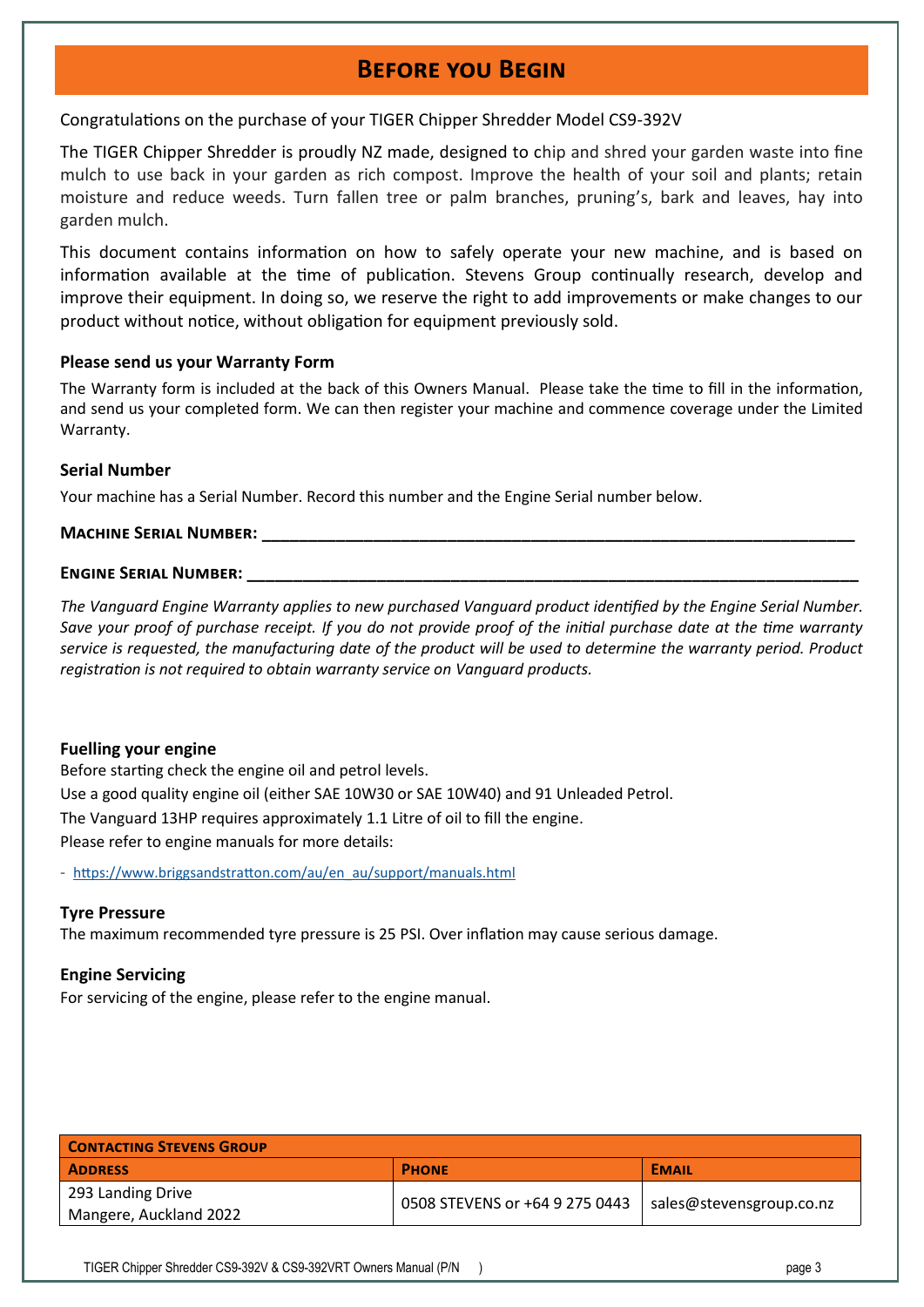# Before you Begin

Congratulations on the purchase of your TIGER Chipper Shredder Model CS9-392V

The TIGER Chipper Shredder is proudly NZ made, designed to chip and shred your garden waste into fine mulch to use back in your garden as rich compost. Improve the health of your soil and plants; retain moisture and reduce weeds. Turn fallen tree or palm branches, pruning's, bark and leaves, hay into garden mulch.

This document contains information on how to safely operate your new machine, and is based on information available at the time of publication. Stevens Group continually research, develop and improve their equipment. In doing so, we reserve the right to add improvements or make changes to our product without notice, without obligation for equipment previously sold.

### Please send us your Warranty Form

The Warranty form is included at the back of this Owners Manual. Please take the time to fill in the information, and send us your completed form. We can then register your machine and commence coverage under the Limited Warranty.

### Serial Number

Your machine has a Serial Number. Record this number and the Engine Serial number below.

**Machine Serial Number:** ____________________________________________

**Engine Serial Number:** ____________________________________________

*The Vanguard Engine Warranty applies to new purchased Vanguard product identified by the Engine Serial Number. Save your proof of purchase receipt. If you do not provide proof of the initial purchase date at the time warranty service is requested, the manufacturing date of the product will be used to determine the warranty period. Product registration is not required to obtain warranty service on Vanguard products.*

### Fuelling your engine

Before starting check the engine oil and petrol levels.

Use a good quality engine oil (either SAE 10W30 or SAE 10W40) and 91 Unleaded Petrol.

The Vanguard 13HP requires approximately 1.1 Litre of oil to fill the engine.

Please refer to engine manuals for more details:

- https://www.briggsandstratton.com/au/en_au/support/manuals.html

### Tyre Pressure

The maximum recommended tyre pressure is 25 PSI. Over inflation may cause serious damage.

### Engine Servicing

For servicing of the engine, please refer to the engine manual.

| Contacting Stevens Group | | |
|---|---|---|
| **Address** | **Phone** | **Email** |
| 293 Landing Drive<br>Mangere, Auckland 2022 | 0508 STEVENS or +64 9 275 0443 | sales@stevensgroup.co.nz |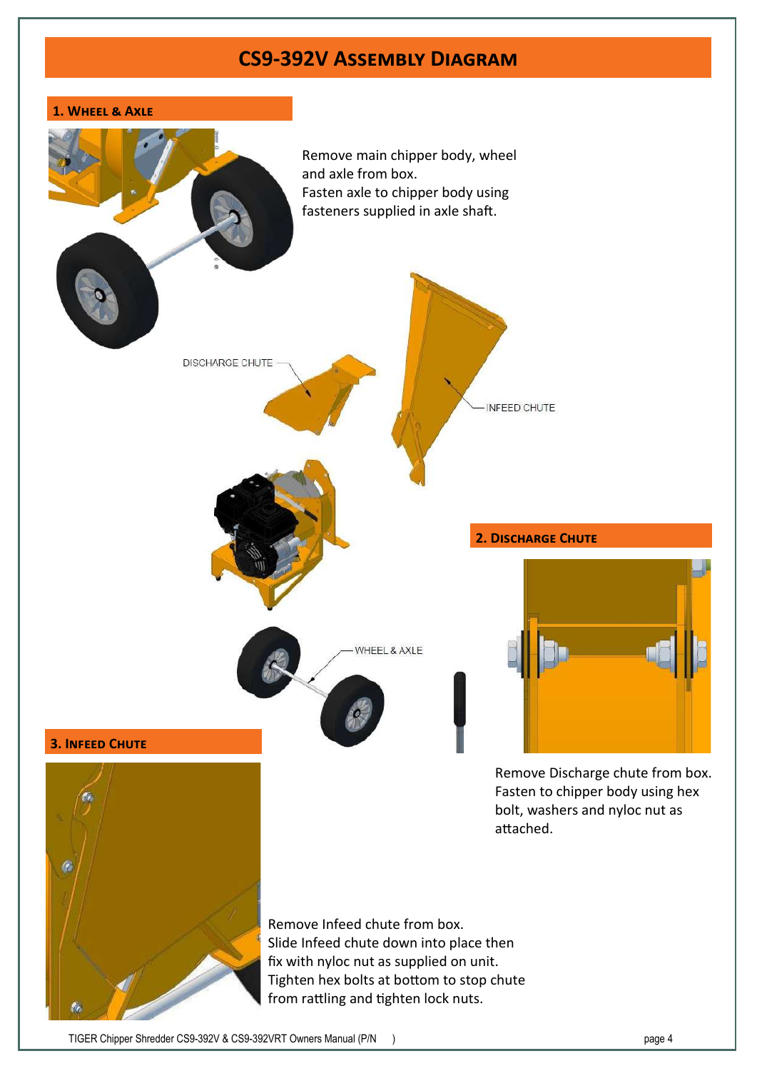# CS9-392V Assembly Diagram

## 1. Wheel & Axle

Remove main chipper body, wheel and axle from box.
Fasten axle to chipper body using fasteners supplied in axle shaft.

DISCHARGE CHUTE

INFEED CHUTE

WHEEL & AXLE

## 2. Discharge Chute

Remove Discharge chute from box.
Fasten to chipper body using hex bolt, washers and nyloc nut as attached.

## 3. Infeed Chute

Remove Infeed chute from box.
Slide Infeed chute down into place then fix with nyloc nut as supplied on unit.
Tighten hex bolts at bottom to stop chute from rattling and tighten lock nuts.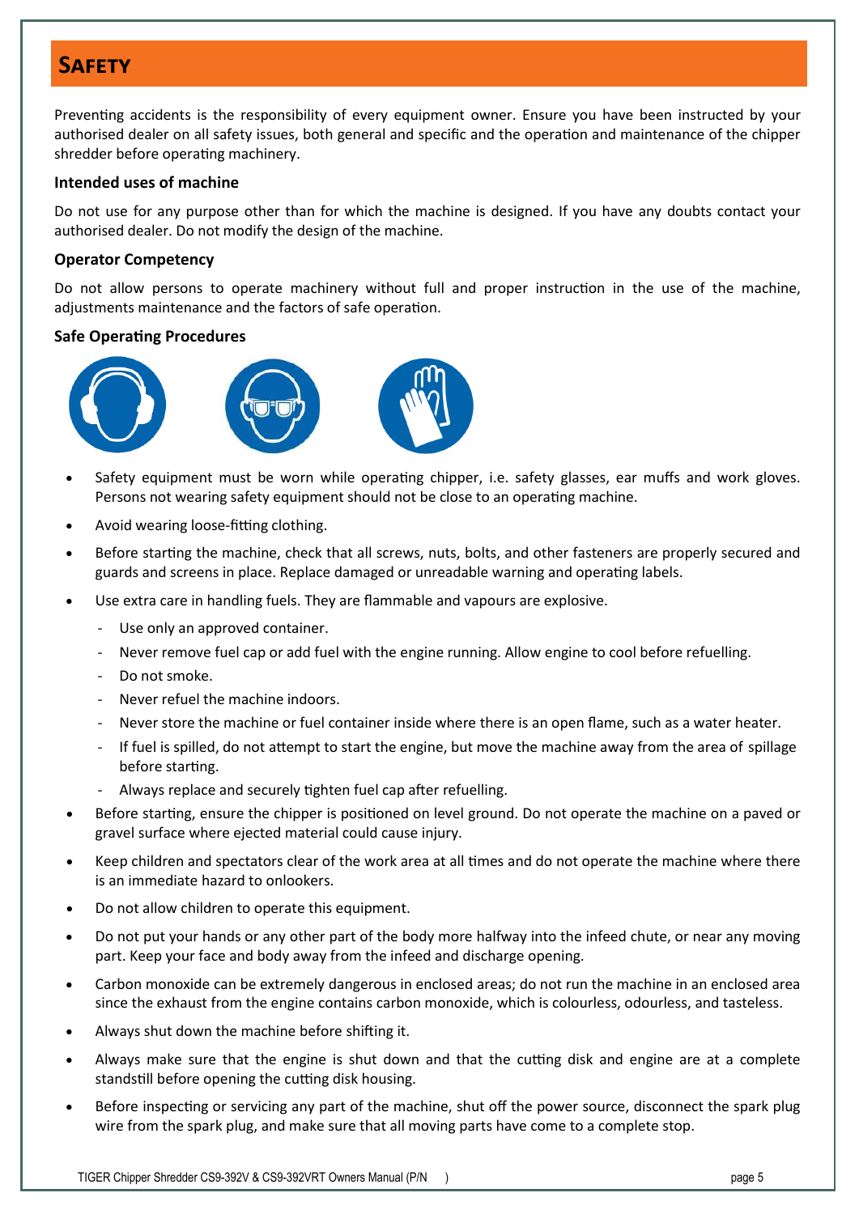# SAFETY

Preventing accidents is the responsibility of every equipment owner. Ensure you have been instructed by your authorised dealer on all safety issues, both general and specific and the operation and maintenance of the chipper shredder before operating machinery.

### Intended uses of machine

Do not use for any purpose other than for which the machine is designed. If you have any doubts contact your authorised dealer. Do not modify the design of the machine.

### Operator Competency

Do not allow persons to operate machinery without full and proper instruction in the use of the machine, adjustments maintenance and the factors of safe operation.

### Safe Operating Procedures

- Safety equipment must be worn while operating chipper, i.e. safety glasses, ear muffs and work gloves. Persons not wearing safety equipment should not be close to an operating machine.
- Avoid wearing loose-fitting clothing.
- Before starting the machine, check that all screws, nuts, bolts, and other fasteners are properly secured and guards and screens in place. Replace damaged or unreadable warning and operating labels.
- Use extra care in handling fuels. They are flammable and vapours are explosive.
  - Use only an approved container.
  - Never remove fuel cap or add fuel with the engine running. Allow engine to cool before refuelling.
  - Do not smoke.
  - Never refuel the machine indoors.
  - Never store the machine or fuel container inside where there is an open flame, such as a water heater.
  - If fuel is spilled, do not attempt to start the engine, but move the machine away from the area of spillage before starting.
  - Always replace and securely tighten fuel cap after refuelling.
- Before starting, ensure the chipper is positioned on level ground. Do not operate the machine on a paved or gravel surface where ejected material could cause injury.
- Keep children and spectators clear of the work area at all times and do not operate the machine where there is an immediate hazard to onlookers.
- Do not allow children to operate this equipment.
- Do not put your hands or any other part of the body more halfway into the infeed chute, or near any moving part. Keep your face and body away from the infeed and discharge opening.
- Carbon monoxide can be extremely dangerous in enclosed areas; do not run the machine in an enclosed area since the exhaust from the engine contains carbon monoxide, which is colourless, odourless, and tasteless.
- Always shut down the machine before shifting it.
- Always make sure that the engine is shut down and that the cutting disk and engine are at a complete standstill before opening the cutting disk housing.
- Before inspecting or servicing any part of the machine, shut off the power source, disconnect the spark plug wire from the spark plug, and make sure that all moving parts have come to a complete stop.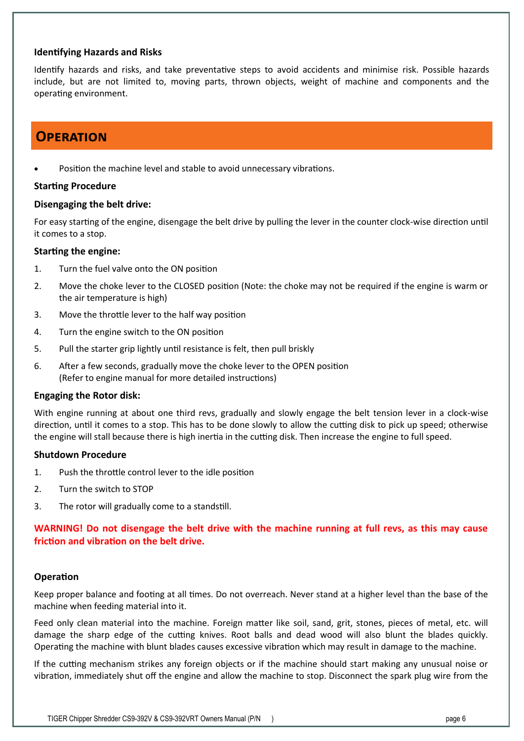### Identifying Hazards and Risks

Identify hazards and risks, and take preventative steps to avoid accidents and minimise risk. Possible hazards include, but are not limited to, moving parts, thrown objects, weight of machine and components and the operating environment.

## Operation

- Position the machine level and stable to avoid unnecessary vibrations.

### Starting Procedure

#### Disengaging the belt drive:

For easy starting of the engine, disengage the belt drive by pulling the lever in the counter clock-wise direction until it comes to a stop.

#### Starting the engine:

1. Turn the fuel valve onto the ON position
2. Move the choke lever to the CLOSED position (Note: the choke may not be required if the engine is warm or the air temperature is high)
3. Move the throttle lever to the half way position
4. Turn the engine switch to the ON position
5. Pull the starter grip lightly until resistance is felt, then pull briskly
6. After a few seconds, gradually move the choke lever to the OPEN position
   (Refer to engine manual for more detailed instructions)

#### Engaging the Rotor disk:

With engine running at about one third revs, gradually and slowly engage the belt tension lever in a clock-wise direction, until it comes to a stop. This has to be done slowly to allow the cutting disk to pick up speed; otherwise the engine will stall because there is high inertia in the cutting disk. Then increase the engine to full speed.

### Shutdown Procedure

1. Push the throttle control lever to the idle position
2. Turn the switch to STOP
3. The rotor will gradually come to a standstill.

**WARNING! Do not disengage the belt drive with the machine running at full revs, as this may cause friction and vibration on the belt drive.**

### Operation

Keep proper balance and footing at all times. Do not overreach. Never stand at a higher level than the base of the machine when feeding material into it.

Feed only clean material into the machine. Foreign matter like soil, sand, grit, stones, pieces of metal, etc. will damage the sharp edge of the cutting knives. Root balls and dead wood will also blunt the blades quickly. Operating the machine with blunt blades causes excessive vibration which may result in damage to the machine.

If the cutting mechanism strikes any foreign objects or if the machine should start making any unusual noise or vibration, immediately shut off the engine and allow the machine to stop. Disconnect the spark plug wire from the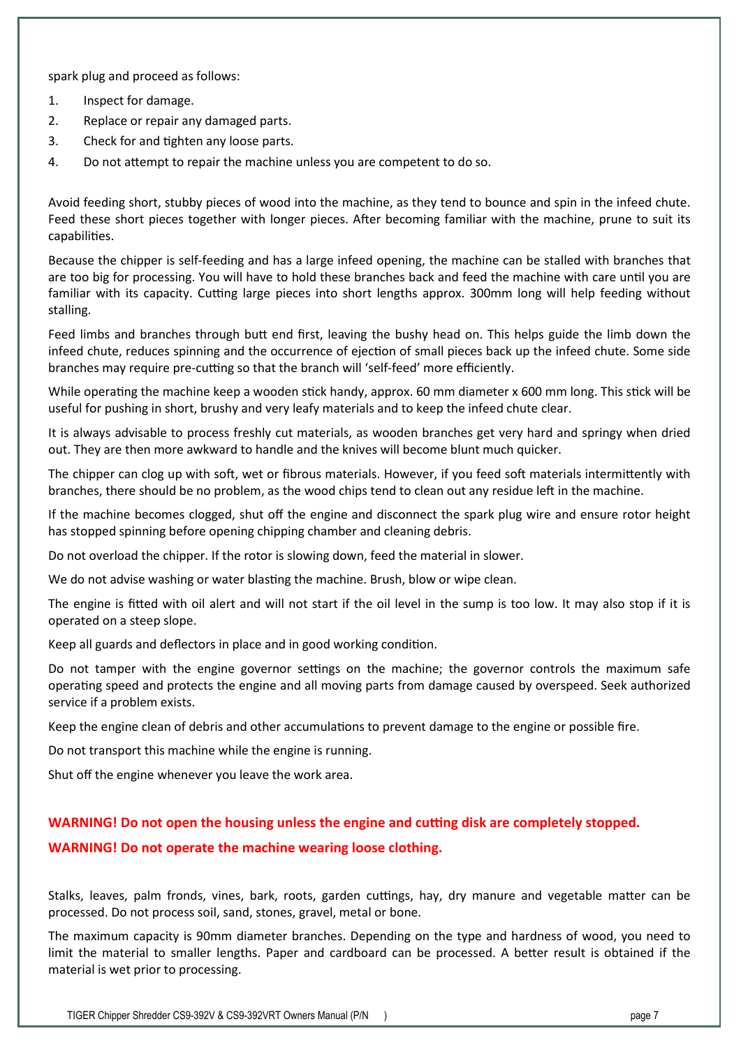spark plug and proceed as follows:

1. Inspect for damage.
2. Replace or repair any damaged parts.
3. Check for and tighten any loose parts.
4. Do not attempt to repair the machine unless you are competent to do so.

Avoid feeding short, stubby pieces of wood into the machine, as they tend to bounce and spin in the infeed chute. Feed these short pieces together with longer pieces. After becoming familiar with the machine, prune to suit its capabilities.

Because the chipper is self-feeding and has a large infeed opening, the machine can be stalled with branches that are too big for processing. You will have to hold these branches back and feed the machine with care until you are familiar with its capacity. Cutting large pieces into short lengths approx. 300mm long will help feeding without stalling.

Feed limbs and branches through butt end first, leaving the bushy head on. This helps guide the limb down the infeed chute, reduces spinning and the occurrence of ejection of small pieces back up the infeed chute. Some side branches may require pre-cutting so that the branch will 'self-feed' more efficiently.

While operating the machine keep a wooden stick handy, approx. 60 mm diameter x 600 mm long. This stick will be useful for pushing in short, brushy and very leafy materials and to keep the infeed chute clear.

It is always advisable to process freshly cut materials, as wooden branches get very hard and springy when dried out. They are then more awkward to handle and the knives will become blunt much quicker.

The chipper can clog up with soft, wet or fibrous materials. However, if you feed soft materials intermittently with branches, there should be no problem, as the wood chips tend to clean out any residue left in the machine.

If the machine becomes clogged, shut off the engine and disconnect the spark plug wire and ensure rotor height has stopped spinning before opening chipping chamber and cleaning debris.

Do not overload the chipper. If the rotor is slowing down, feed the material in slower.

We do not advise washing or water blasting the machine. Brush, blow or wipe clean.

The engine is fitted with oil alert and will not start if the oil level in the sump is too low. It may also stop if it is operated on a steep slope.

Keep all guards and deflectors in place and in good working condition.

Do not tamper with the engine governor settings on the machine; the governor controls the maximum safe operating speed and protects the engine and all moving parts from damage caused by overspeed. Seek authorized service if a problem exists.

Keep the engine clean of debris and other accumulations to prevent damage to the engine or possible fire.

Do not transport this machine while the engine is running.

Shut off the engine whenever you leave the work area.

**WARNING! Do not open the housing unless the engine and cutting disk are completely stopped.**

**WARNING! Do not operate the machine wearing loose clothing.**

Stalks, leaves, palm fronds, vines, bark, roots, garden cuttings, hay, dry manure and vegetable matter can be processed. Do not process soil, sand, stones, gravel, metal or bone.

The maximum capacity is 90mm diameter branches. Depending on the type and hardness of wood, you need to limit the material to smaller lengths. Paper and cardboard can be processed. A better result is obtained if the material is wet prior to processing.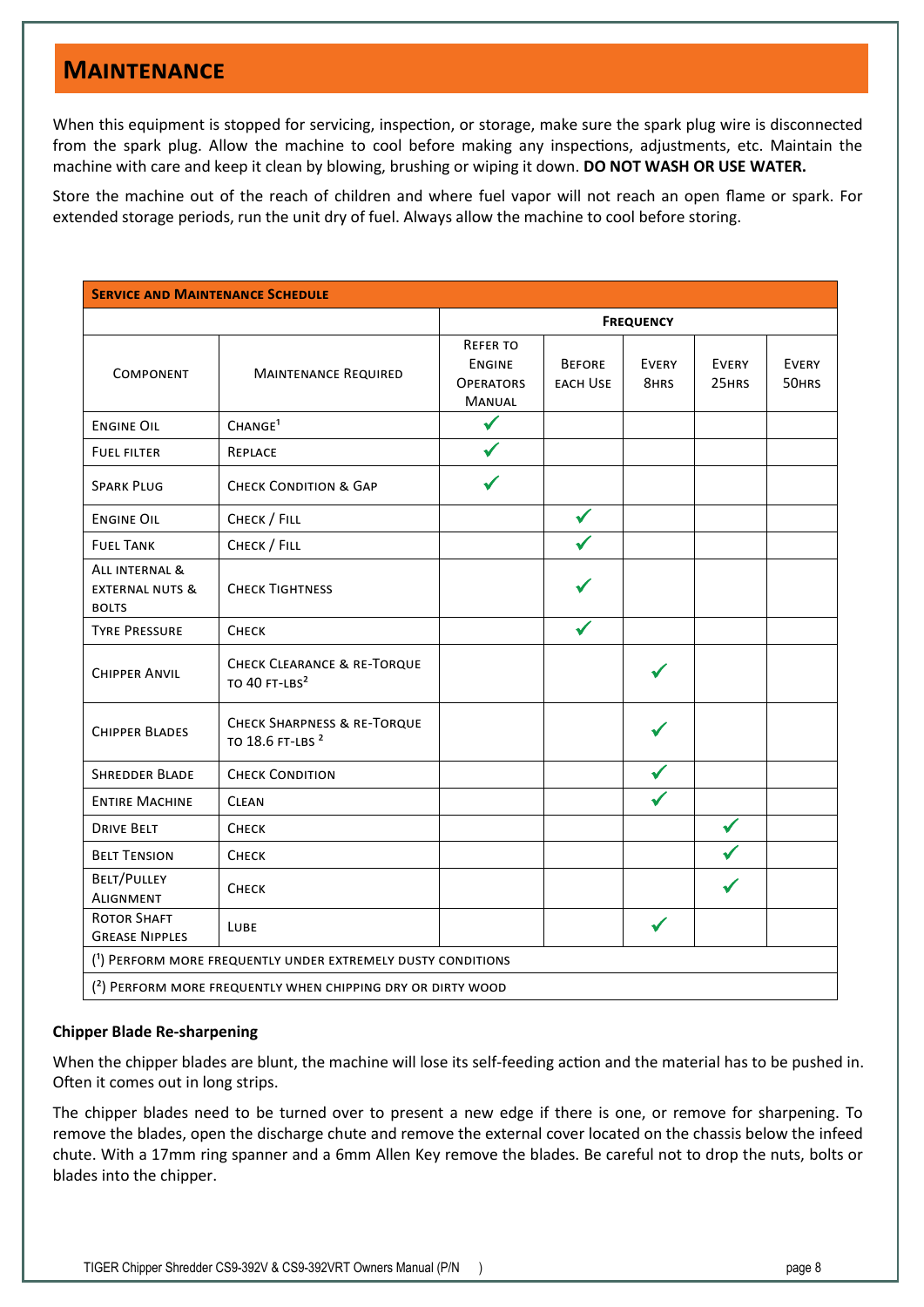# Maintenance

When this equipment is stopped for servicing, inspection, or storage, make sure the spark plug wire is disconnected from the spark plug. Allow the machine to cool before making any inspections, adjustments, etc. Maintain the machine with care and keep it clean by blowing, brushing or wiping it down. **DO NOT WASH OR USE WATER.**

Store the machine out of the reach of children and where fuel vapor will not reach an open flame or spark. For extended storage periods, run the unit dry of fuel. Always allow the machine to cool before storing.

**Service and Maintenance Schedule**

| | | Frequency | | | | |
|---|---|---|---|---|---|---|
| Component | Maintenance Required | Refer to Engine Operators Manual | Before each Use | Every 8hrs | Every 25hrs | Every 50hrs |
| Engine Oil | Change[1] | ✓ | | | | |
| Fuel filter | Replace | ✓ | | | | |
| Spark Plug | Check Condition & Gap | ✓ | | | | |
| Engine Oil | Check / Fill | | ✓ | | | |
| Fuel Tank | Check / Fill | | ✓ | | | |
| All internal & external nuts & bolts | Check Tightness | | ✓ | | | |
| Tyre Pressure | Check | | ✓ | | | |
| Chipper Anvil | Check Clearance & re-Torque to 40 ft-lbs[2] | | | ✓ | | |
| Chipper Blades | Check Sharpness & re-Torque to 18.6 ft-lbs [2] | | | ✓ | | |
| Shredder Blade | Check Condition | | | ✓ | | |
| Entire Machine | Clean | | | ✓ | | |
| Drive Belt | Check | | | | ✓ | |
| Belt Tension | Check | | | | ✓ | |
| Belt/Pulley Alignment | Check | | | | ✓ | |
| Rotor Shaft Grease Nipples | Lube | | | ✓ | | |

([1]) Perform more frequently under extremely dusty conditions

([2]) Perform more frequently when chipping dry or dirty wood

**Chipper Blade Re-sharpening**

When the chipper blades are blunt, the machine will lose its self-feeding action and the material has to be pushed in. Often it comes out in long strips.

The chipper blades need to be turned over to present a new edge if there is one, or remove for sharpening. To remove the blades, open the discharge chute and remove the external cover located on the chassis below the infeed chute. With a 17mm ring spanner and a 6mm Allen Key remove the blades. Be careful not to drop the nuts, bolts or blades into the chipper.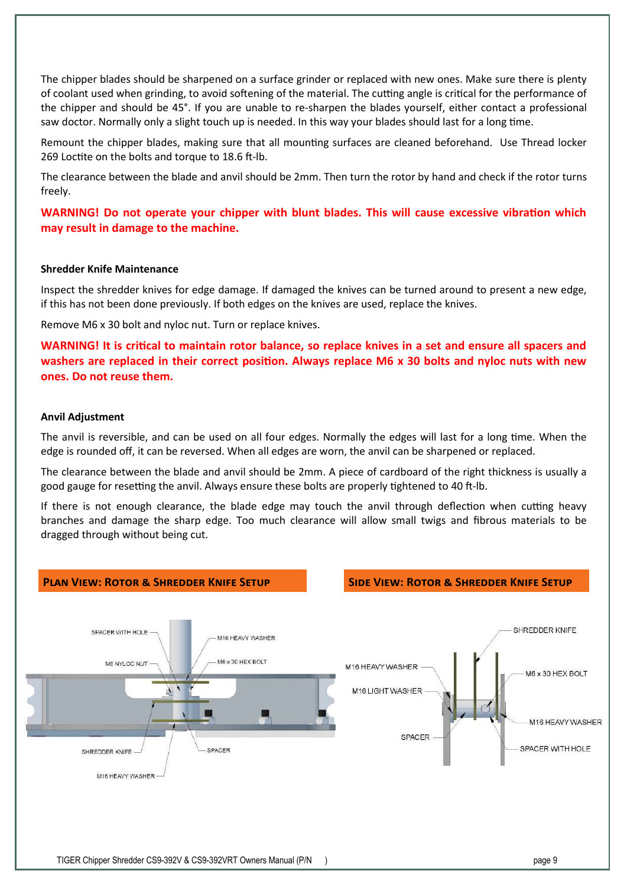The chipper blades should be sharpened on a surface grinder or replaced with new ones. Make sure there is plenty of coolant used when grinding, to avoid softening of the material. The cutting angle is critical for the performance of the chipper and should be 45°. If you are unable to re-sharpen the blades yourself, either contact a professional saw doctor. Normally only a slight touch up is needed. In this way your blades should last for a long time.

Remount the chipper blades, making sure that all mounting surfaces are cleaned beforehand. Use Thread locker 269 Loctite on the bolts and torque to 18.6 ft-lb.

The clearance between the blade and anvil should be 2mm. Then turn the rotor by hand and check if the rotor turns freely.

**WARNING! Do not operate your chipper with blunt blades. This will cause excessive vibration which may result in damage to the machine.**

### Shredder Knife Maintenance

Inspect the shredder knives for edge damage. If damaged the knives can be turned around to present a new edge, if this has not been done previously. If both edges on the knives are used, replace the knives.

Remove M6 x 30 bolt and nyloc nut. Turn or replace knives.

**WARNING! It is critical to maintain rotor balance, so replace knives in a set and ensure all spacers and washers are replaced in their correct position. Always replace M6 x 30 bolts and nyloc nuts with new ones. Do not reuse them.**

### Anvil Adjustment

The anvil is reversible, and can be used on all four edges. Normally the edges will last for a long time. When the edge is rounded off, it can be reversed. When all edges are worn, the anvil can be sharpened or replaced.

The clearance between the blade and anvil should be 2mm. A piece of cardboard of the right thickness is usually a good gauge for resetting the anvil. Always ensure these bolts are properly tightened to 40 ft-lb.

If there is not enough clearance, the blade edge may touch the anvil through deflection when cutting heavy branches and damage the sharp edge. Too much clearance will allow small twigs and fibrous materials to be dragged through without being cut.

**PLAN VIEW: ROTOR & SHREDDER KNIFE SETUP**

SPACER WITH HOLE, M16 HEAVY WASHER, M6 NYLOC NUT, M6 x 30 HEX BOLT, SHREDDER KNIFE, SPACER, M16 HEAVY WASHER

**SIDE VIEW: ROTOR & SHREDDER KNIFE SETUP**

SHREDDER KNIFE, M16 HEAVY WASHER, M6 x 30 HEX BOLT, M16 LIGHT WASHER, M16 HEAVY WASHER, SPACER, SPACER WITH HOLE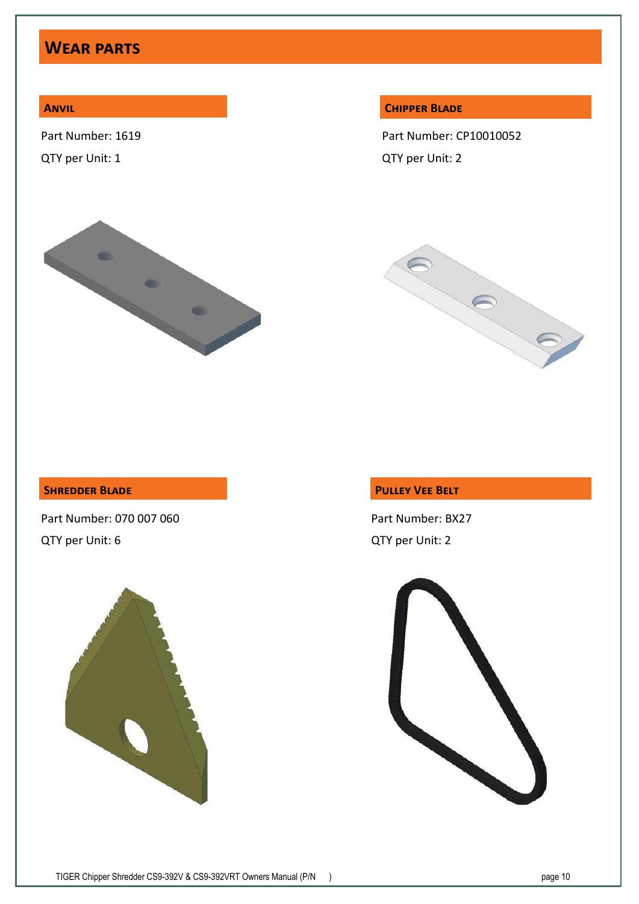# Wear parts

## Anvil

Part Number: 1619

QTY per Unit: 1

## Chipper Blade

Part Number: CP10010052

QTY per Unit: 2

## Shredder Blade

Part Number: 070 007 060

QTY per Unit: 6

## Pulley Vee Belt

Part Number: BX27

QTY per Unit: 2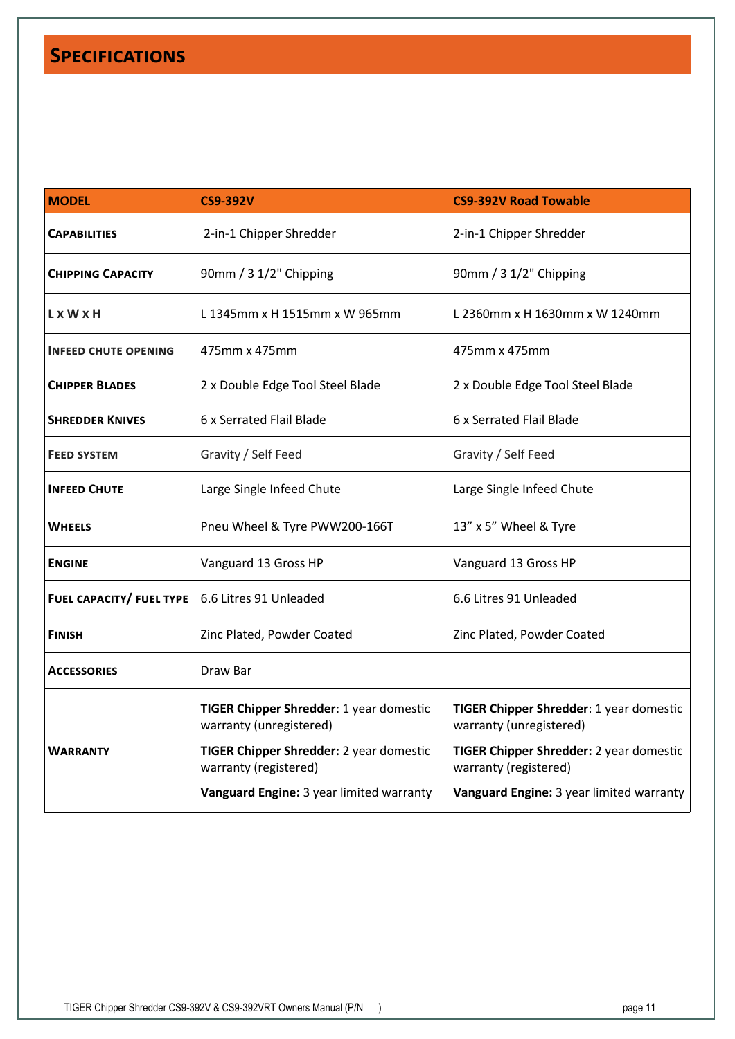## Specifications

| MODEL | CS9-392V | CS9-392V Road Towable |
|---|---|---|
| **Capabilities** | 2-in-1 Chipper Shredder | 2-in-1 Chipper Shredder |
| **Chipping Capacity** | 90mm / 3 1/2" Chipping | 90mm / 3 1/2" Chipping |
| **L x W x H** | L 1345mm x H 1515mm x W 965mm | L 2360mm x H 1630mm x W 1240mm |
| **Infeed chute opening** | 475mm x 475mm | 475mm x 475mm |
| **Chipper Blades** | 2 x Double Edge Tool Steel Blade | 2 x Double Edge Tool Steel Blade |
| **Shredder Knives** | 6 x Serrated Flail Blade | 6 x Serrated Flail Blade |
| **Feed system** | Gravity / Self Feed | Gravity / Self Feed |
| **Infeed Chute** | Large Single Infeed Chute | Large Single Infeed Chute |
| **Wheels** | Pneu Wheel & Tyre PWW200-166T | 13" x 5" Wheel & Tyre |
| **Engine** | Vanguard 13 Gross HP | Vanguard 13 Gross HP |
| **Fuel capacity/ fuel type** | 6.6 Litres 91 Unleaded | 6.6 Litres 91 Unleaded |
| **Finish** | Zinc Plated, Powder Coated | Zinc Plated, Powder Coated |
| **Accessories** | Draw Bar | |
| **Warranty** | **TIGER Chipper Shredder**: 1 year domestic warranty (unregistered)<br>**TIGER Chipper Shredder:** 2 year domestic warranty (registered)<br>**Vanguard Engine:** 3 year limited warranty | **TIGER Chipper Shredder**: 1 year domestic warranty (unregistered)<br>**TIGER Chipper Shredder:** 2 year domestic warranty (registered)<br>**Vanguard Engine:** 3 year limited warranty |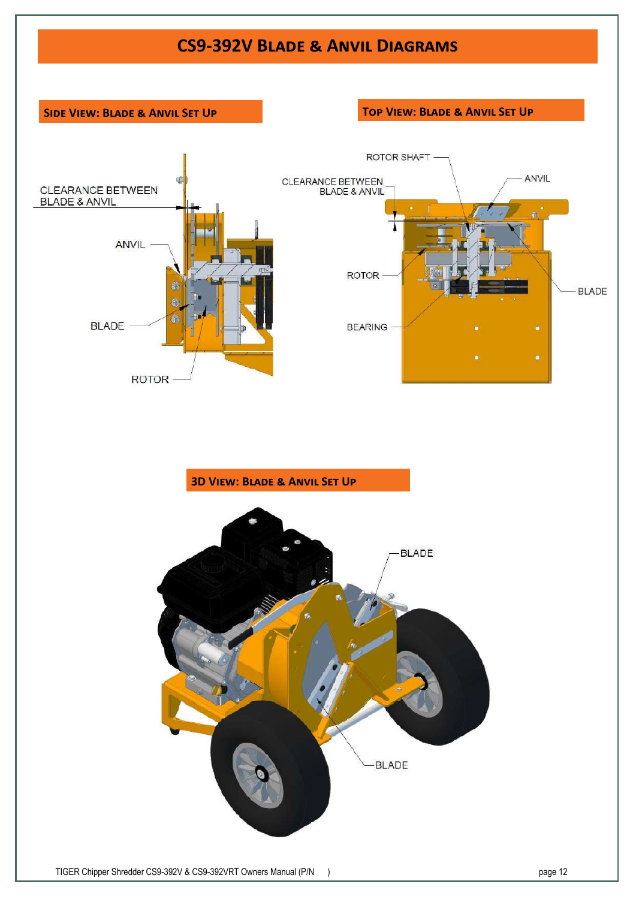# CS9-392V Blade & Anvil Diagrams

## Side View: Blade & Anvil Set Up

CLEARANCE BETWEEN BLADE & ANVIL

ANVIL

BLADE

ROTOR

## Top View: Blade & Anvil Set Up

ROTOR SHAFT

CLEARANCE BETWEEN BLADE & ANVIL

ANVIL

ROTOR

BLADE

BEARING

## 3D View: Blade & Anvil Set Up

BLADE

BLADE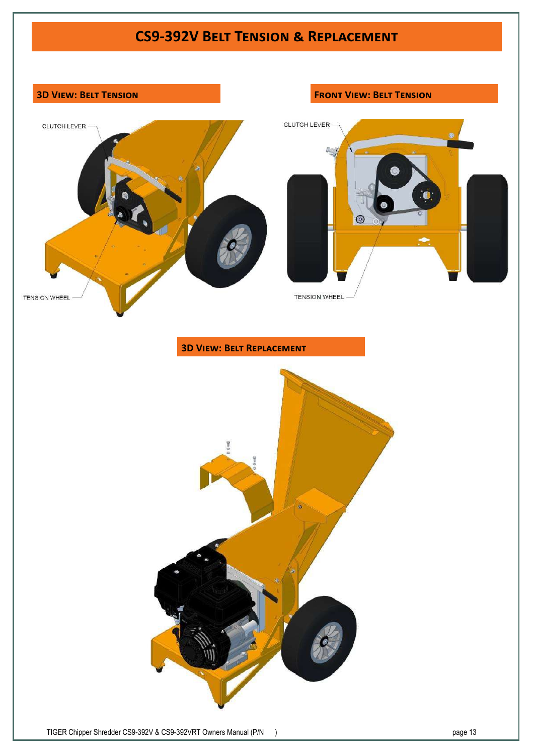# CS9-392V Belt Tension & Replacement

## 3D View: Belt Tension

CLUTCH LEVER

TENSION WHEEL

## Front View: Belt Tension

CLUTCH LEVER

TENSION WHEEL

## 3D View: Belt Replacement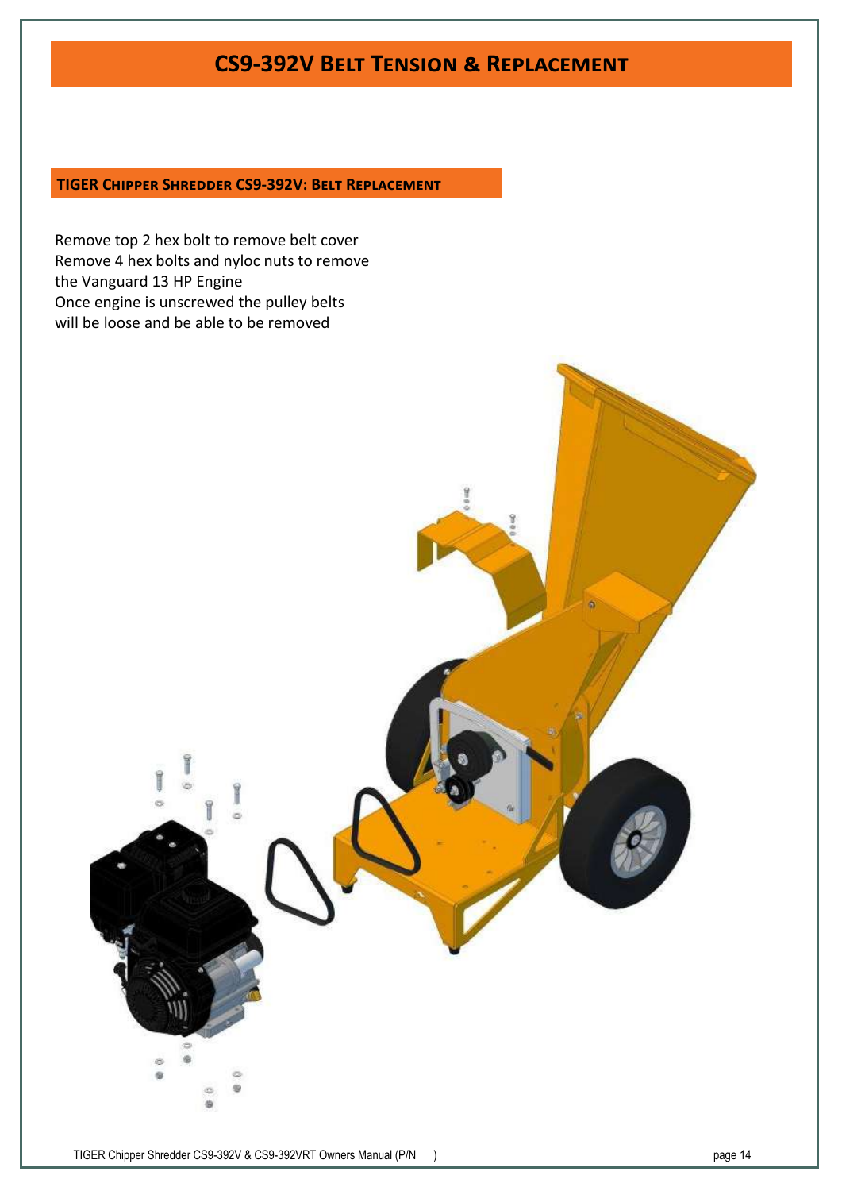# CS9-392V Belt Tension & Replacement

## TIGER Chipper Shredder CS9-392V: Belt Replacement

Remove top 2 hex bolt to remove belt cover
Remove 4 hex bolts and nyloc nuts to remove the Vanguard 13 HP Engine
Once engine is unscrewed the pulley belts will be loose and be able to be removed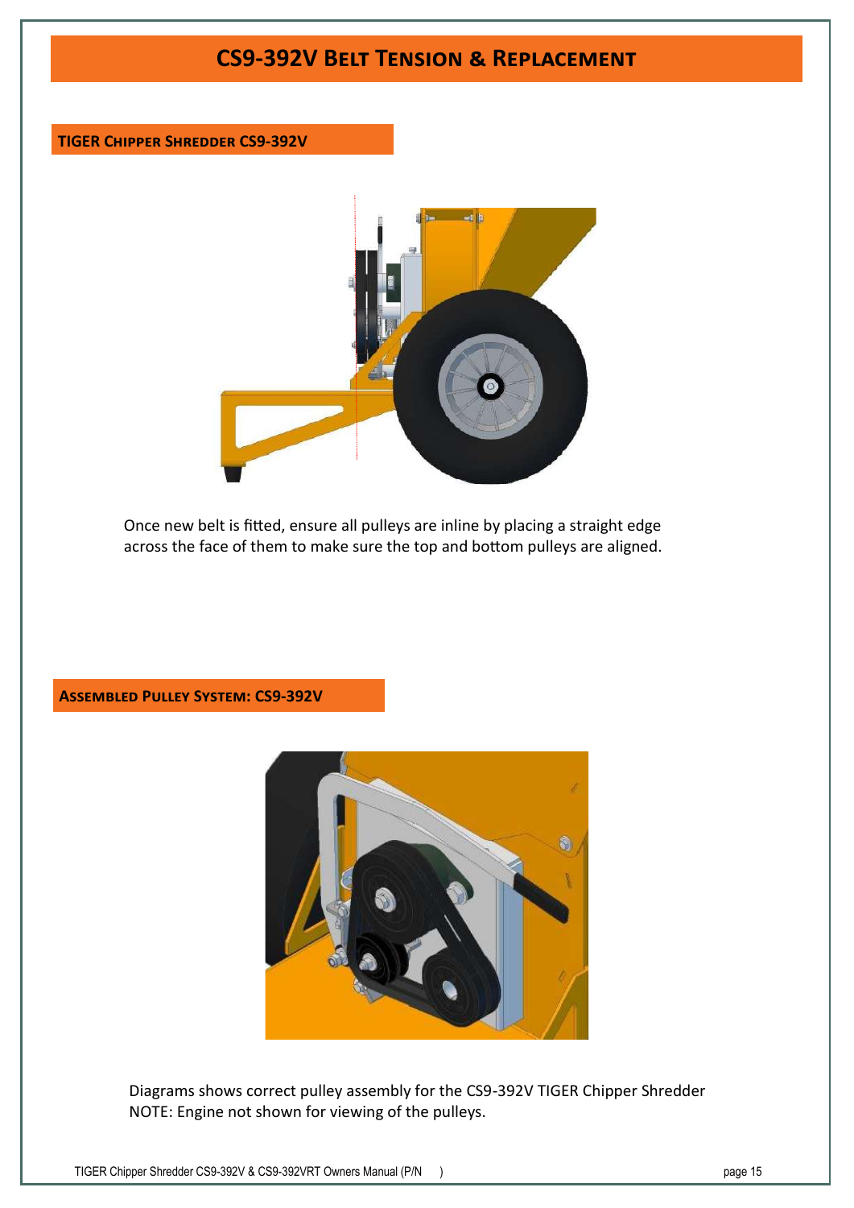# CS9-392V Belt Tension & Replacement

## TIGER Chipper Shredder CS9-392V

Once new belt is fitted, ensure all pulleys are inline by placing a straight edge across the face of them to make sure the top and bottom pulleys are aligned.

## Assembled Pulley System: CS9-392V

Diagrams shows correct pulley assembly for the CS9-392V TIGER Chipper Shredder
NOTE: Engine not shown for viewing of the pulleys.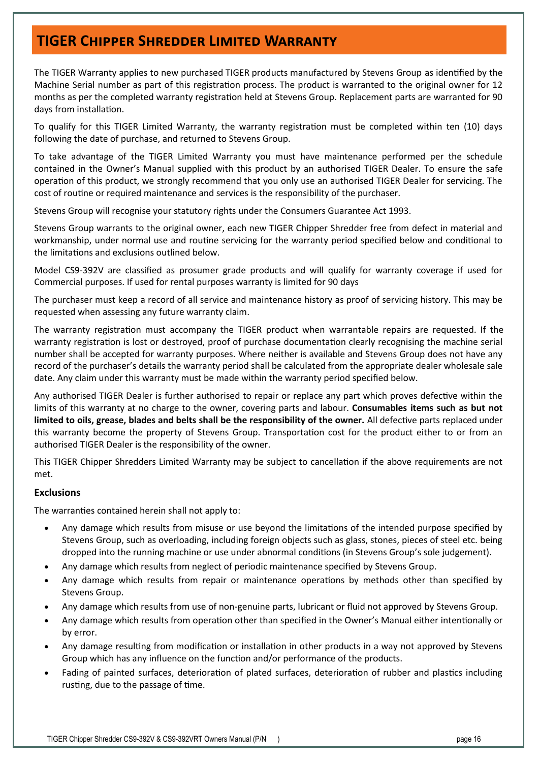# TIGER Chipper Shredder Limited Warranty

The TIGER Warranty applies to new purchased TIGER products manufactured by Stevens Group as identified by the Machine Serial number as part of this registration process. The product is warranted to the original owner for 12 months as per the completed warranty registration held at Stevens Group. Replacement parts are warranted for 90 days from installation.

To qualify for this TIGER Limited Warranty, the warranty registration must be completed within ten (10) days following the date of purchase, and returned to Stevens Group.

To take advantage of the TIGER Limited Warranty you must have maintenance performed per the schedule contained in the Owner's Manual supplied with this product by an authorised TIGER Dealer. To ensure the safe operation of this product, we strongly recommend that you only use an authorised TIGER Dealer for servicing. The cost of routine or required maintenance and services is the responsibility of the purchaser.

Stevens Group will recognise your statutory rights under the Consumers Guarantee Act 1993.

Stevens Group warrants to the original owner, each new TIGER Chipper Shredder free from defect in material and workmanship, under normal use and routine servicing for the warranty period specified below and conditional to the limitations and exclusions outlined below.

Model CS9-392V are classified as prosumer grade products and will qualify for warranty coverage if used for Commercial purposes. If used for rental purposes warranty is limited for 90 days

The purchaser must keep a record of all service and maintenance history as proof of servicing history. This may be requested when assessing any future warranty claim.

The warranty registration must accompany the TIGER product when warrantable repairs are requested. If the warranty registration is lost or destroyed, proof of purchase documentation clearly recognising the machine serial number shall be accepted for warranty purposes. Where neither is available and Stevens Group does not have any record of the purchaser's details the warranty period shall be calculated from the appropriate dealer wholesale sale date. Any claim under this warranty must be made within the warranty period specified below.

Any authorised TIGER Dealer is further authorised to repair or replace any part which proves defective within the limits of this warranty at no charge to the owner, covering parts and labour. **Consumables items such as but not limited to oils, grease, blades and belts shall be the responsibility of the owner.** All defective parts replaced under this warranty become the property of Stevens Group. Transportation cost for the product either to or from an authorised TIGER Dealer is the responsibility of the owner.

This TIGER Chipper Shredders Limited Warranty may be subject to cancellation if the above requirements are not met.

### Exclusions

The warranties contained herein shall not apply to:

- Any damage which results from misuse or use beyond the limitations of the intended purpose specified by Stevens Group, such as overloading, including foreign objects such as glass, stones, pieces of steel etc. being dropped into the running machine or use under abnormal conditions (in Stevens Group's sole judgement).
- Any damage which results from neglect of periodic maintenance specified by Stevens Group.
- Any damage which results from repair or maintenance operations by methods other than specified by Stevens Group.
- Any damage which results from use of non-genuine parts, lubricant or fluid not approved by Stevens Group.
- Any damage which results from operation other than specified in the Owner's Manual either intentionally or by error.
- Any damage resulting from modification or installation in other products in a way not approved by Stevens Group which has any influence on the function and/or performance of the products.
- Fading of painted surfaces, deterioration of plated surfaces, deterioration of rubber and plastics including rusting, due to the passage of time.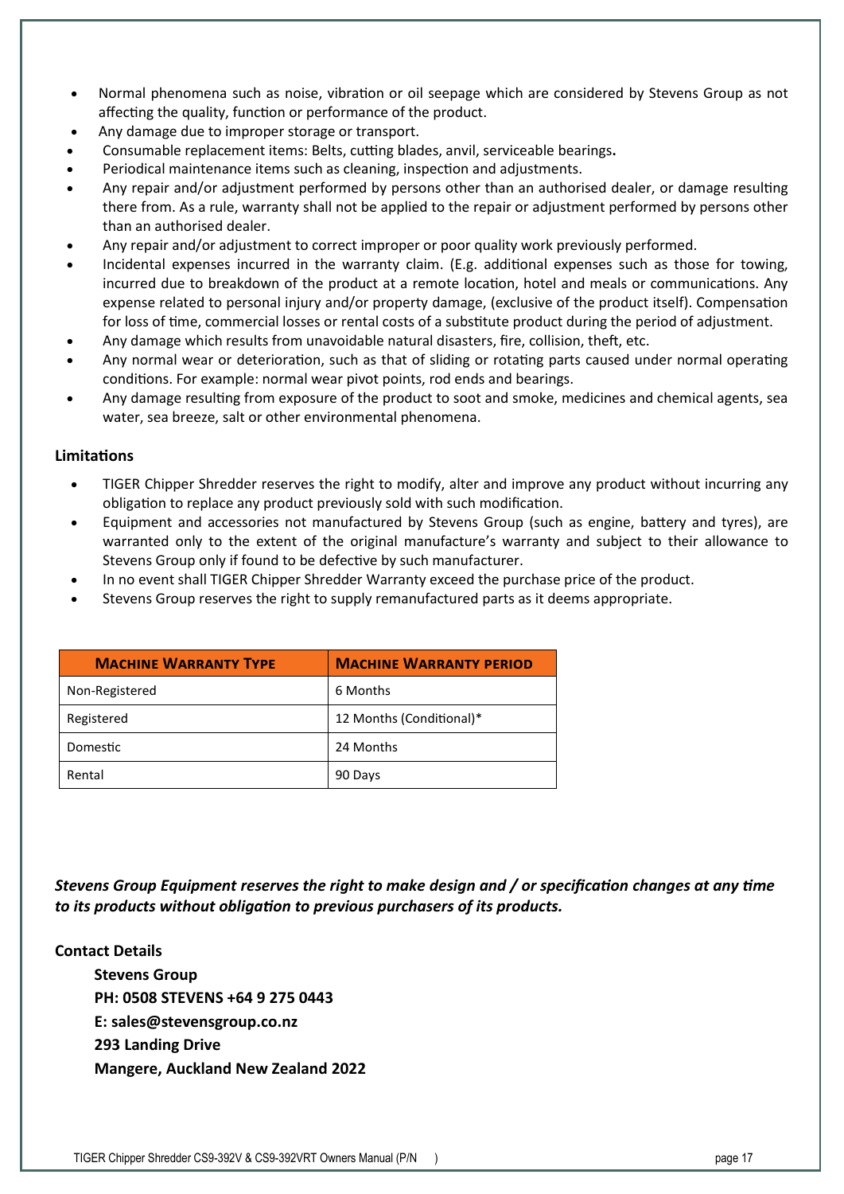- Normal phenomena such as noise, vibration or oil seepage which are considered by Stevens Group as not affecting the quality, function or performance of the product.
- Any damage due to improper storage or transport.
- Consumable replacement items: Belts, cutting blades, anvil, serviceable bearings**.**
- Periodical maintenance items such as cleaning, inspection and adjustments.
- Any repair and/or adjustment performed by persons other than an authorised dealer, or damage resulting there from. As a rule, warranty shall not be applied to the repair or adjustment performed by persons other than an authorised dealer.
- Any repair and/or adjustment to correct improper or poor quality work previously performed.
- Incidental expenses incurred in the warranty claim. (E.g. additional expenses such as those for towing, incurred due to breakdown of the product at a remote location, hotel and meals or communications. Any expense related to personal injury and/or property damage, (exclusive of the product itself). Compensation for loss of time, commercial losses or rental costs of a substitute product during the period of adjustment.
- Any damage which results from unavoidable natural disasters, fire, collision, theft, etc.
- Any normal wear or deterioration, such as that of sliding or rotating parts caused under normal operating conditions. For example: normal wear pivot points, rod ends and bearings.
- Any damage resulting from exposure of the product to soot and smoke, medicines and chemical agents, sea water, sea breeze, salt or other environmental phenomena.

### Limitations

- TIGER Chipper Shredder reserves the right to modify, alter and improve any product without incurring any obligation to replace any product previously sold with such modification.
- Equipment and accessories not manufactured by Stevens Group (such as engine, battery and tyres), are warranted only to the extent of the original manufacture's warranty and subject to their allowance to Stevens Group only if found to be defective by such manufacturer.
- In no event shall TIGER Chipper Shredder Warranty exceed the purchase price of the product.
- Stevens Group reserves the right to supply remanufactured parts as it deems appropriate.

| Machine Warranty Type | Machine Warranty period |
|---|---|
| Non-Registered | 6 Months |
| Registered | 12 Months (Conditional)* |
| Domestic | 24 Months |
| Rental | 90 Days |

***Stevens Group Equipment reserves the right to make design and / or specification changes at any time to its products without obligation to previous purchasers of its products.***

**Contact Details**

**Stevens Group**
**PH: 0508 STEVENS +64 9 275 0443**
**E: sales@stevensgroup.co.nz**
**293 Landing Drive**
**Mangere, Auckland New Zealand 2022**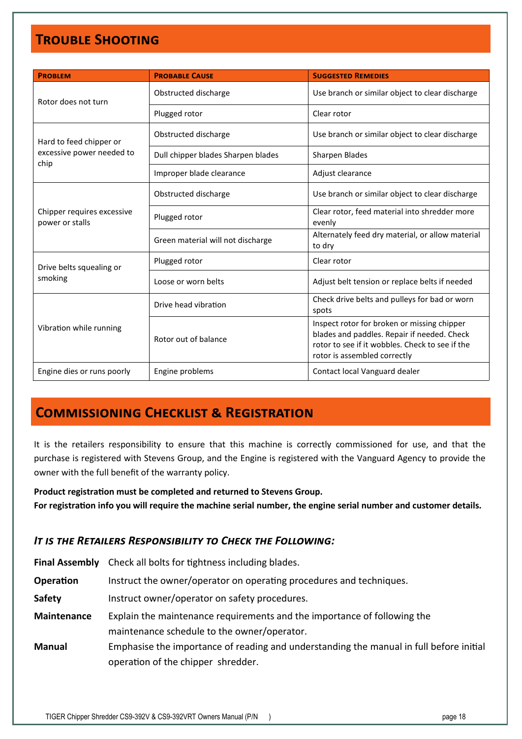## Trouble Shooting

| Problem | Probable Cause | Suggested Remedies |
| --- | --- | --- |
| Rotor does not turn | Obstructed discharge | Use branch or similar object to clear discharge |
| | Plugged rotor | Clear rotor |
| Hard to feed chipper or excessive power needed to chip | Obstructed discharge | Use branch or similar object to clear discharge |
| | Dull chipper blades Sharpen blades | Sharpen Blades |
| | Improper blade clearance | Adjust clearance |
| Chipper requires excessive power or stalls | Obstructed discharge | Use branch or similar object to clear discharge |
| | Plugged rotor | Clear rotor, feed material into shredder more evenly |
| | Green material will not discharge | Alternately feed dry material, or allow material to dry |
| Drive belts squealing or smoking | Plugged rotor | Clear rotor |
| | Loose or worn belts | Adjust belt tension or replace belts if needed |
| Vibration while running | Drive head vibration | Check drive belts and pulleys for bad or worn spots |
| | Rotor out of balance | Inspect rotor for broken or missing chipper blades and paddles. Repair if needed. Check rotor to see if it wobbles. Check to see if the rotor is assembled correctly |
| Engine dies or runs poorly | Engine problems | Contact local Vanguard dealer |

## Commissioning Checklist & Registration

It is the retailers responsibility to ensure that this machine is correctly commissioned for use, and that the purchase is registered with Stevens Group, and the Engine is registered with the Vanguard Agency to provide the owner with the full benefit of the warranty policy.

**Product registration must be completed and returned to Stevens Group.**
**For registration info you will require the machine serial number, the engine serial number and customer details.**

### *It is the Retailers Responsibility to Check the Following:*

**Final Assembly** Check all bolts for tightness including blades.

**Operation** Instruct the owner/operator on operating procedures and techniques.

**Safety** Instruct owner/operator on safety procedures.

**Maintenance** Explain the maintenance requirements and the importance of following the maintenance schedule to the owner/operator.

**Manual** Emphasise the importance of reading and understanding the manual in full before initial operation of the chipper shredder.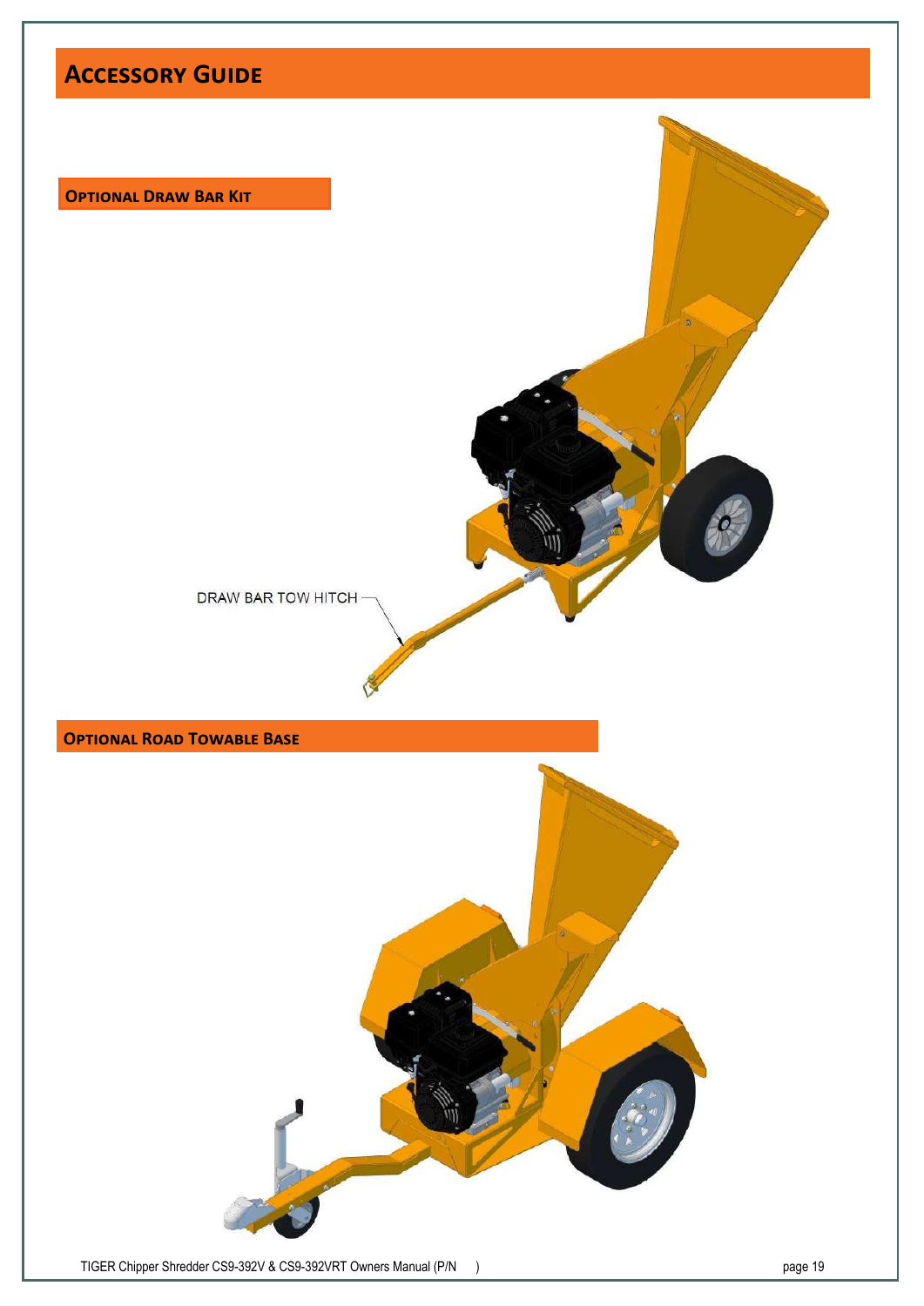# Accessory Guide

## Optional Draw Bar Kit

DRAW BAR TOW HITCH

## Optional Road Towable Base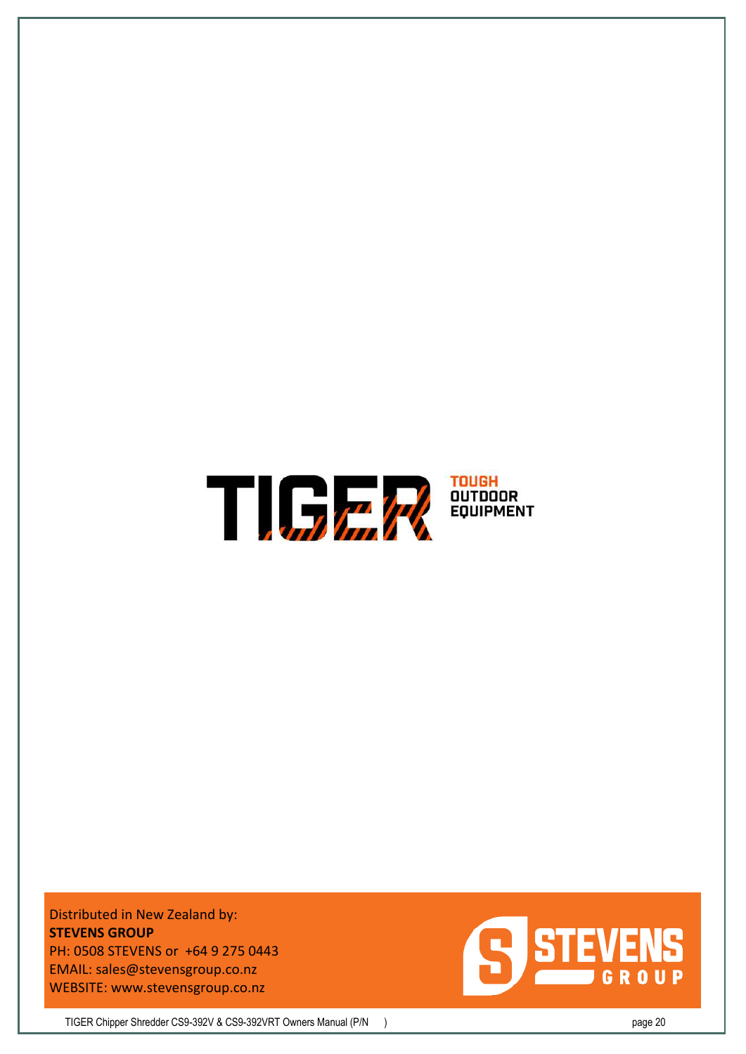TIGER

TOUGH OUTDOOR EQUIPMENT

Distributed in New Zealand by:
**STEVENS GROUP**
PH: 0508 STEVENS or +64 9 275 0443
EMAIL: sales@stevensgroup.co.nz
WEBSITE: www.stevensgroup.co.nz

STEVENS GROUP